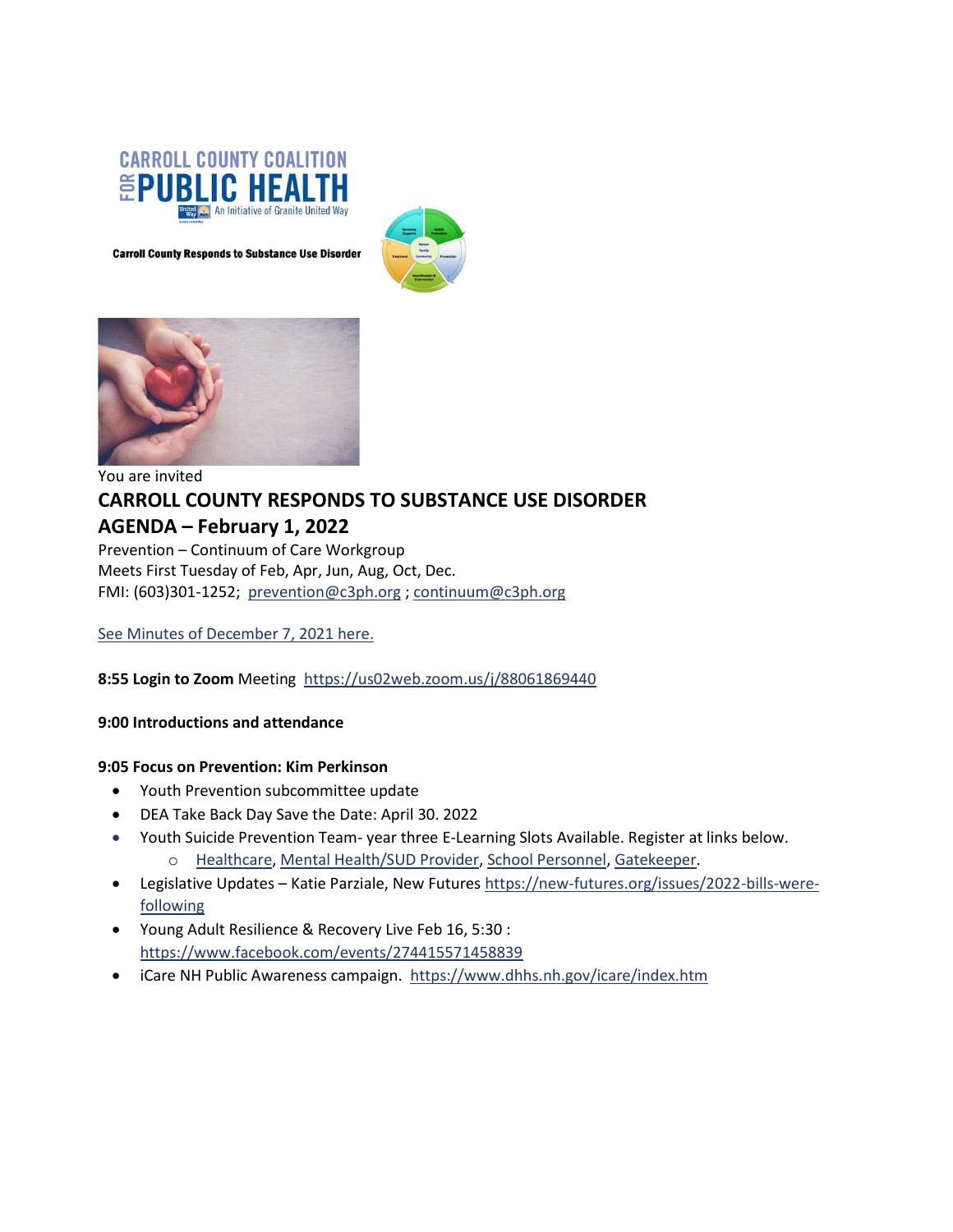CARROLL COUNTY COALITION FOR PUBLIC HEALTH

An Initiative of Granite United Way

**Carroll County Responds to Substance Use Disorder**

You are invited

# CARROLL COUNTY RESPONDS TO SUBSTANCE USE DISORDER

## AGENDA – February 1, 2022

Prevention – Continuum of Care Workgroup
Meets First Tuesday of Feb, Apr, Jun, Aug, Oct, Dec.
FMI: (603)301-1252; prevention@c3ph.org ; continuum@c3ph.org

See Minutes of December 7, 2021 here.

**8:55 Login to Zoom** Meeting https://us02web.zoom.us/j/88061869440

**9:00 Introductions and attendance**

**9:05 Focus on Prevention: Kim Perkinson**

- Youth Prevention subcommittee update
- DEA Take Back Day Save the Date: April 30. 2022
- Youth Suicide Prevention Team- year three E-Learning Slots Available. Register at links below.
  - Healthcare, Mental Health/SUD Provider, School Personnel, Gatekeeper.
- Legislative Updates – Katie Parziale, New Futures https://new-futures.org/issues/2022-bills-were-following
- Young Adult Resilience & Recovery Live Feb 16, 5:30 : https://www.facebook.com/events/274415571458839
- iCare NH Public Awareness campaign. https://www.dhhs.nh.gov/icare/index.htm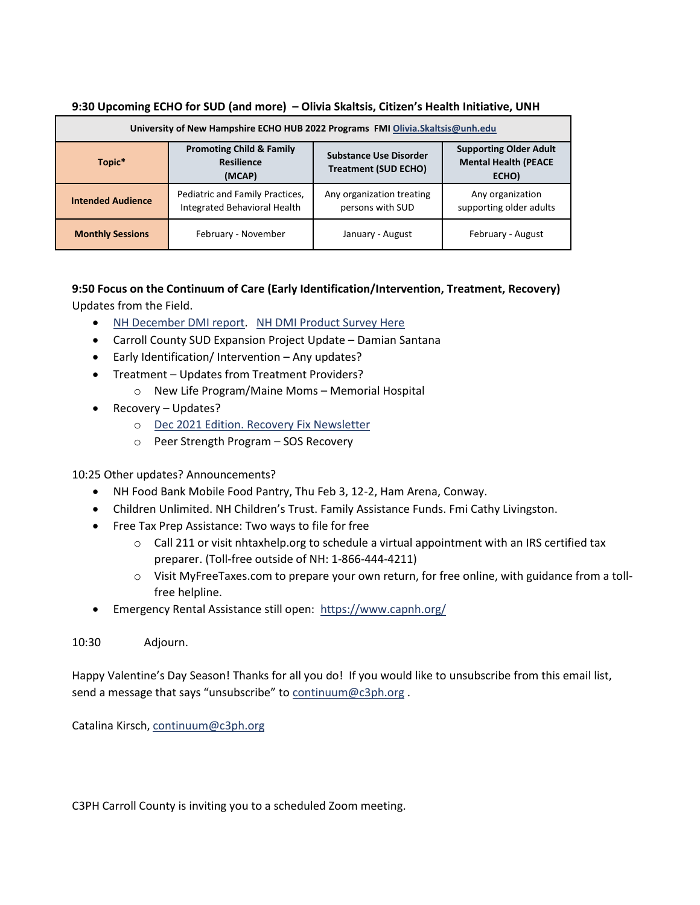**9:30 Upcoming ECHO for SUD (and more) – Olivia Skaltsis, Citizen's Health Initiative, UNH**

| University of New Hampshire ECHO HUB 2022 Programs FMI Olivia.Skaltsis@unh.edu | | | |
|---|---|---|---|
| **Topic*** | **Promoting Child & Family Resilience (MCAP)** | **Substance Use Disorder Treatment (SUD ECHO)** | **Supporting Older Adult Mental Health (PEACE ECHO)** |
| **Intended Audience** | Pediatric and Family Practices, Integrated Behavioral Health | Any organization treating persons with SUD | Any organization supporting older adults |
| **Monthly Sessions** | February - November | January - August | February - August |

**9:50 Focus on the Continuum of Care (Early Identification/Intervention, Treatment, Recovery)**
Updates from the Field.

- NH December DMI report. NH DMI Product Survey Here
- Carroll County SUD Expansion Project Update – Damian Santana
- Early Identification/ Intervention – Any updates?
- Treatment – Updates from Treatment Providers?
    - New Life Program/Maine Moms – Memorial Hospital
- Recovery – Updates?
    - Dec 2021 Edition. Recovery Fix Newsletter
    - Peer Strength Program – SOS Recovery

10:25 Other updates? Announcements?

- NH Food Bank Mobile Food Pantry, Thu Feb 3, 12-2, Ham Arena, Conway.
- Children Unlimited. NH Children's Trust. Family Assistance Funds. Fmi Cathy Livingston.
- Free Tax Prep Assistance: Two ways to file for free
    - Call 211 or visit nhtaxhelp.org to schedule a virtual appointment with an IRS certified tax preparer. (Toll-free outside of NH: 1-866-444-4211)
    - Visit MyFreeTaxes.com to prepare your own return, for free online, with guidance from a toll-free helpline.
- Emergency Rental Assistance still open: https://www.capnh.org/

10:30 Adjourn.

Happy Valentine's Day Season! Thanks for all you do! If you would like to unsubscribe from this email list, send a message that says "unsubscribe" to continuum@c3ph.org .

Catalina Kirsch, continuum@c3ph.org

C3PH Carroll County is inviting you to a scheduled Zoom meeting.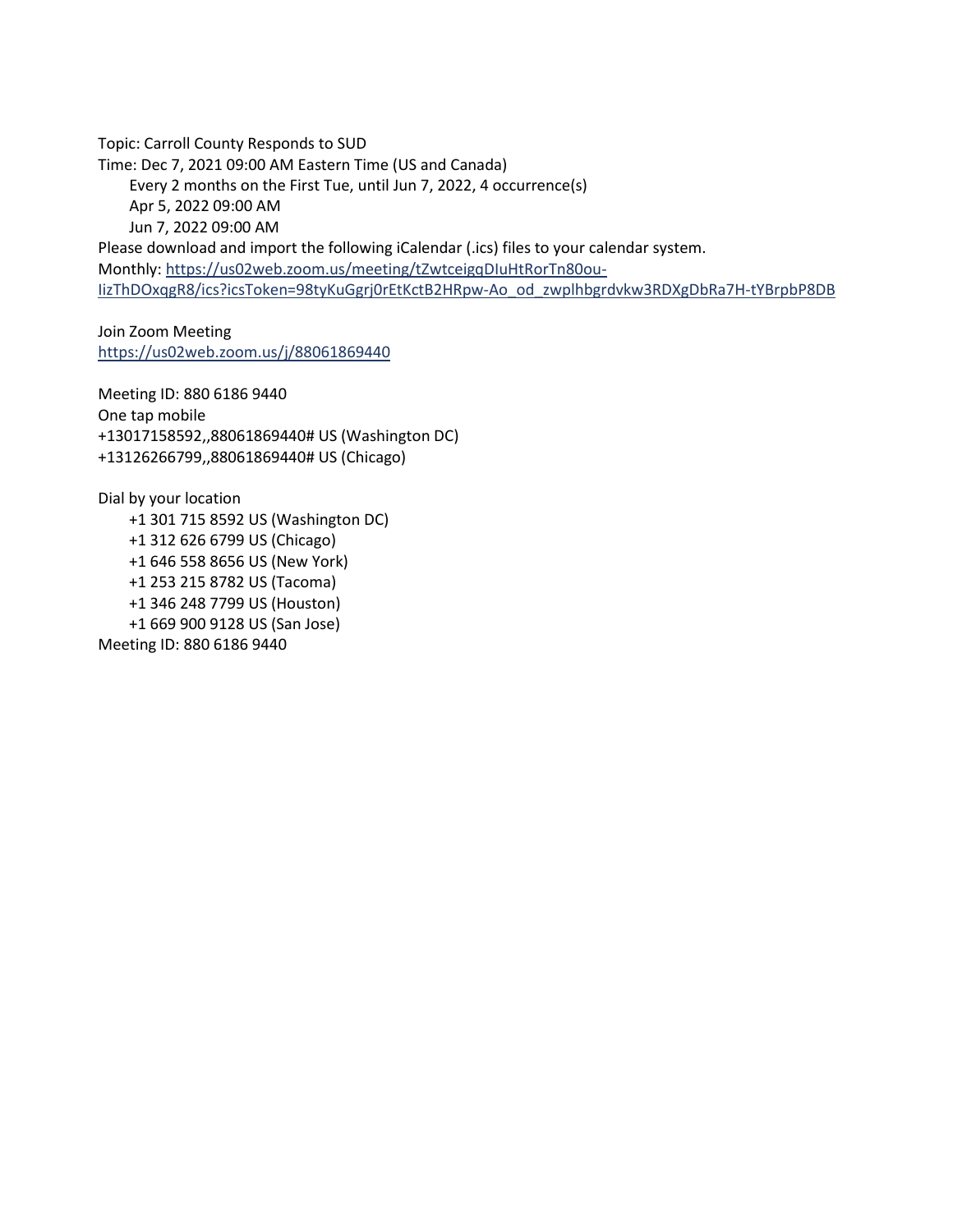Topic: Carroll County Responds to SUD
Time: Dec 7, 2021 09:00 AM Eastern Time (US and Canada)
Every 2 months on the First Tue, until Jun 7, 2022, 4 occurrence(s)
Apr 5, 2022 09:00 AM
Jun 7, 2022 09:00 AM
Please download and import the following iCalendar (.ics) files to your calendar system.
Monthly: https://us02web.zoom.us/meeting/tZwtceigqDIuHtRorTn80ou-IizThDOxqgR8/ics?icsToken=98tyKuGgrj0rEtKctB2HRpw-Ao_od_zwplhbgrdvkw3RDXgDbRa7H-tYBrpbP8DB

Join Zoom Meeting
https://us02web.zoom.us/j/88061869440

Meeting ID: 880 6186 9440
One tap mobile
+13017158592,,88061869440# US (Washington DC)
+13126266799,,88061869440# US (Chicago)

Dial by your location
+1 301 715 8592 US (Washington DC)
+1 312 626 6799 US (Chicago)
+1 646 558 8656 US (New York)
+1 253 215 8782 US (Tacoma)
+1 346 248 7799 US (Houston)
+1 669 900 9128 US (San Jose)
Meeting ID: 880 6186 9440